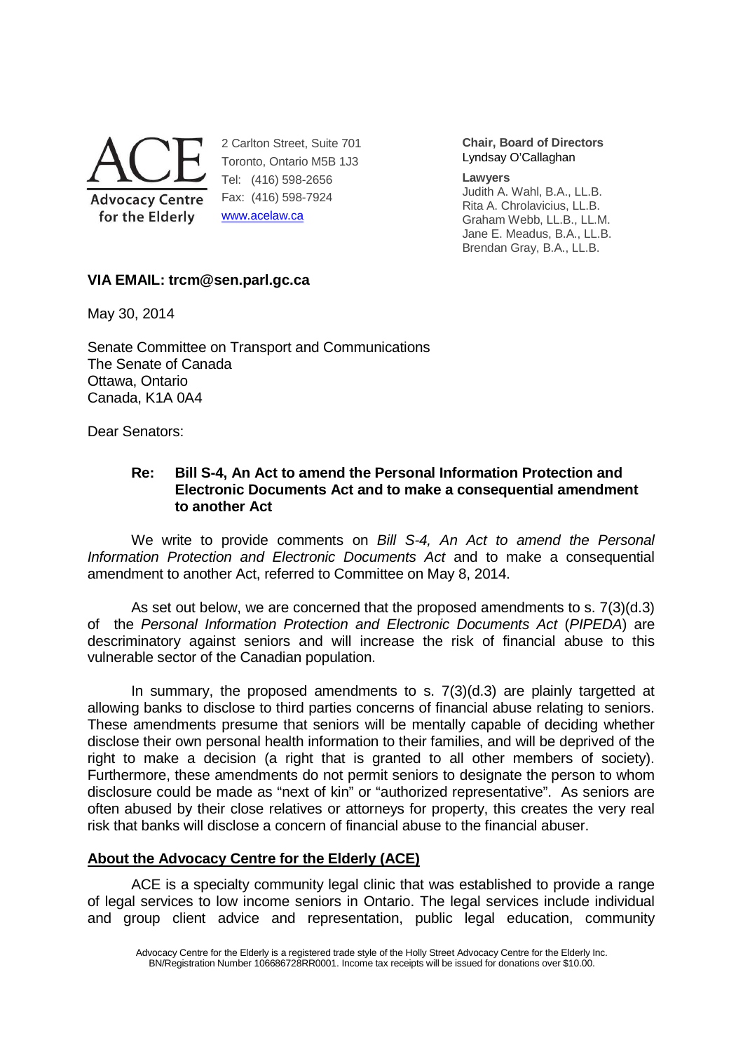ACE
Advocacy Centre for the Elderly

2 Carlton Street, Suite 701
Toronto, Ontario M5B 1J3
Tel: (416) 598-2656
Fax: (416) 598-7924
www.acelaw.ca

**Chair, Board of Directors**
Lyndsay O'Callaghan

**Lawyers**
Judith A. Wahl, B.A., LL.B.
Rita A. Chrolavicius, LL.B.
Graham Webb, LL.B., LL.M.
Jane E. Meadus, B.A., LL.B.
Brendan Gray, B.A., LL.B.

**VIA EMAIL: trcm@sen.parl.gc.ca**

May 30, 2014

Senate Committee on Transport and Communications
The Senate of Canada
Ottawa, Ontario
Canada, K1A 0A4

Dear Senators:

**Re: Bill S-4, An Act to amend the Personal Information Protection and Electronic Documents Act and to make a consequential amendment to another Act**

We write to provide comments on *Bill S-4, An Act to amend the Personal Information Protection and Electronic Documents Act* and to make a consequential amendment to another Act, referred to Committee on May 8, 2014.

As set out below, we are concerned that the proposed amendments to s. 7(3)(d.3) of the *Personal Information Protection and Electronic Documents Act* (*PIPEDA*) are descriminatory against seniors and will increase the risk of financial abuse to this vulnerable sector of the Canadian population.

In summary, the proposed amendments to s. 7(3)(d.3) are plainly targetted at allowing banks to disclose to third parties concerns of financial abuse relating to seniors. These amendments presume that seniors will be mentally capable of deciding whether disclose their own personal health information to their families, and will be deprived of the right to make a decision (a right that is granted to all other members of society). Furthermore, these amendments do not permit seniors to designate the person to whom disclosure could be made as "next of kin" or "authorized representative". As seniors are often abused by their close relatives or attorneys for property, this creates the very real risk that banks will disclose a concern of financial abuse to the financial abuser.

**About the Advocacy Centre for the Elderly (ACE)**

ACE is a specialty community legal clinic that was established to provide a range of legal services to low income seniors in Ontario. The legal services include individual and group client advice and representation, public legal education, community

Advocacy Centre for the Elderly is a registered trade style of the Holly Street Advocacy Centre for the Elderly Inc. BN/Registration Number 106686728RR0001. Income tax receipts will be issued for donations over $10.00.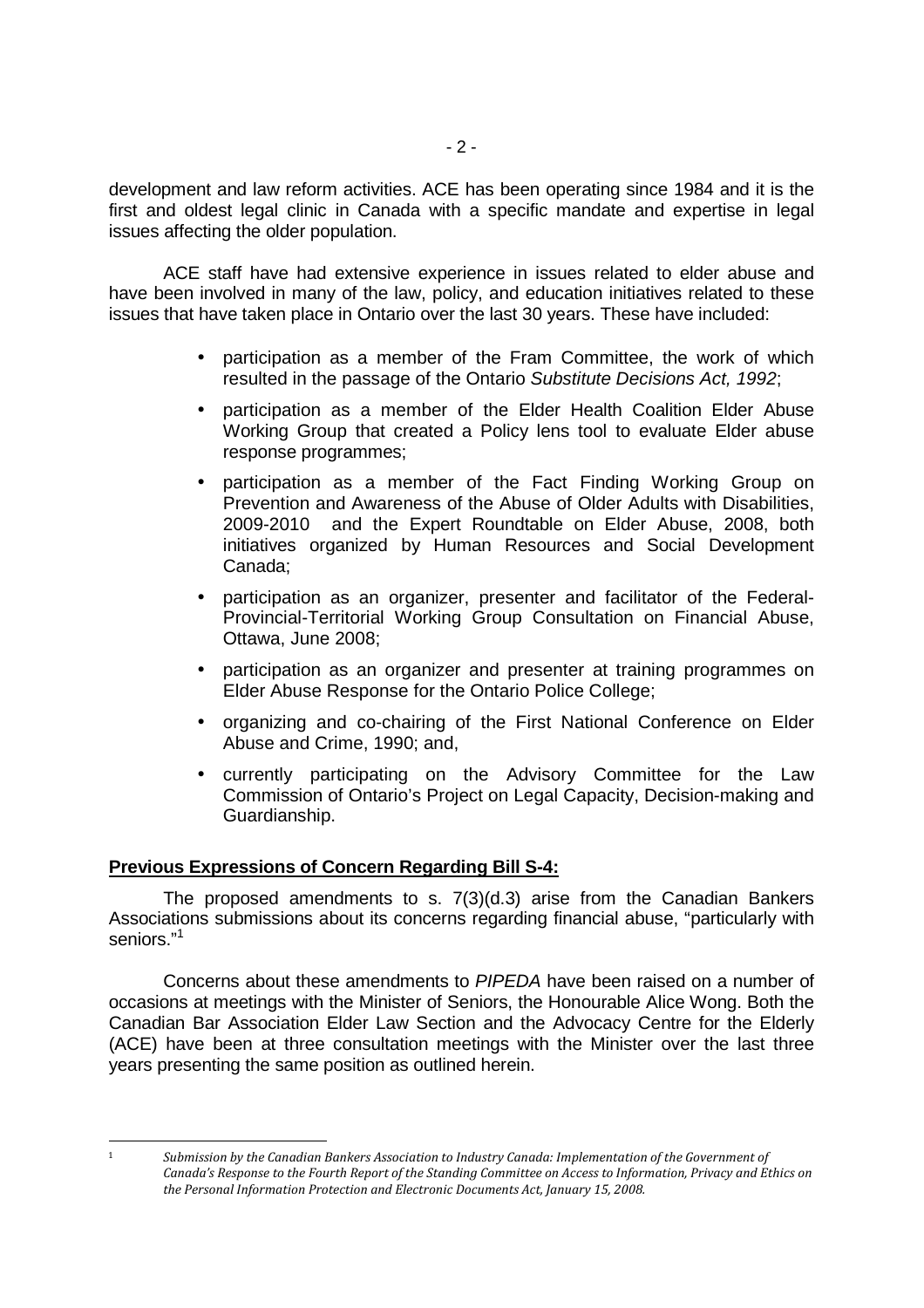development and law reform activities. ACE has been operating since 1984 and it is the first and oldest legal clinic in Canada with a specific mandate and expertise in legal issues affecting the older population.

ACE staff have had extensive experience in issues related to elder abuse and have been involved in many of the law, policy, and education initiatives related to these issues that have taken place in Ontario over the last 30 years. These have included:

- participation as a member of the Fram Committee, the work of which resulted in the passage of the Ontario *Substitute Decisions Act, 1992*;
- participation as a member of the Elder Health Coalition Elder Abuse Working Group that created a Policy lens tool to evaluate Elder abuse response programmes;
- participation as a member of the Fact Finding Working Group on Prevention and Awareness of the Abuse of Older Adults with Disabilities, 2009-2010 and the Expert Roundtable on Elder Abuse, 2008, both initiatives organized by Human Resources and Social Development Canada;
- participation as an organizer, presenter and facilitator of the Federal-Provincial-Territorial Working Group Consultation on Financial Abuse, Ottawa, June 2008;
- participation as an organizer and presenter at training programmes on Elder Abuse Response for the Ontario Police College;
- organizing and co-chairing of the First National Conference on Elder Abuse and Crime, 1990; and,
- currently participating on the Advisory Committee for the Law Commission of Ontario's Project on Legal Capacity, Decision-making and Guardianship.

**Previous Expressions of Concern Regarding Bill S-4:**

The proposed amendments to s. 7(3)(d.3) arise from the Canadian Bankers Associations submissions about its concerns regarding financial abuse, "particularly with seniors."[1]

Concerns about these amendments to *PIPEDA* have been raised on a number of occasions at meetings with the Minister of Seniors, the Honourable Alice Wong. Both the Canadian Bar Association Elder Law Section and the Advocacy Centre for the Elderly (ACE) have been at three consultation meetings with the Minister over the last three years presenting the same position as outlined herein.

[1] *Submission by the Canadian Bankers Association to Industry Canada: Implementation of the Government of Canada's Response to the Fourth Report of the Standing Committee on Access to Information, Privacy and Ethics on the Personal Information Protection and Electronic Documents Act, January 15, 2008.*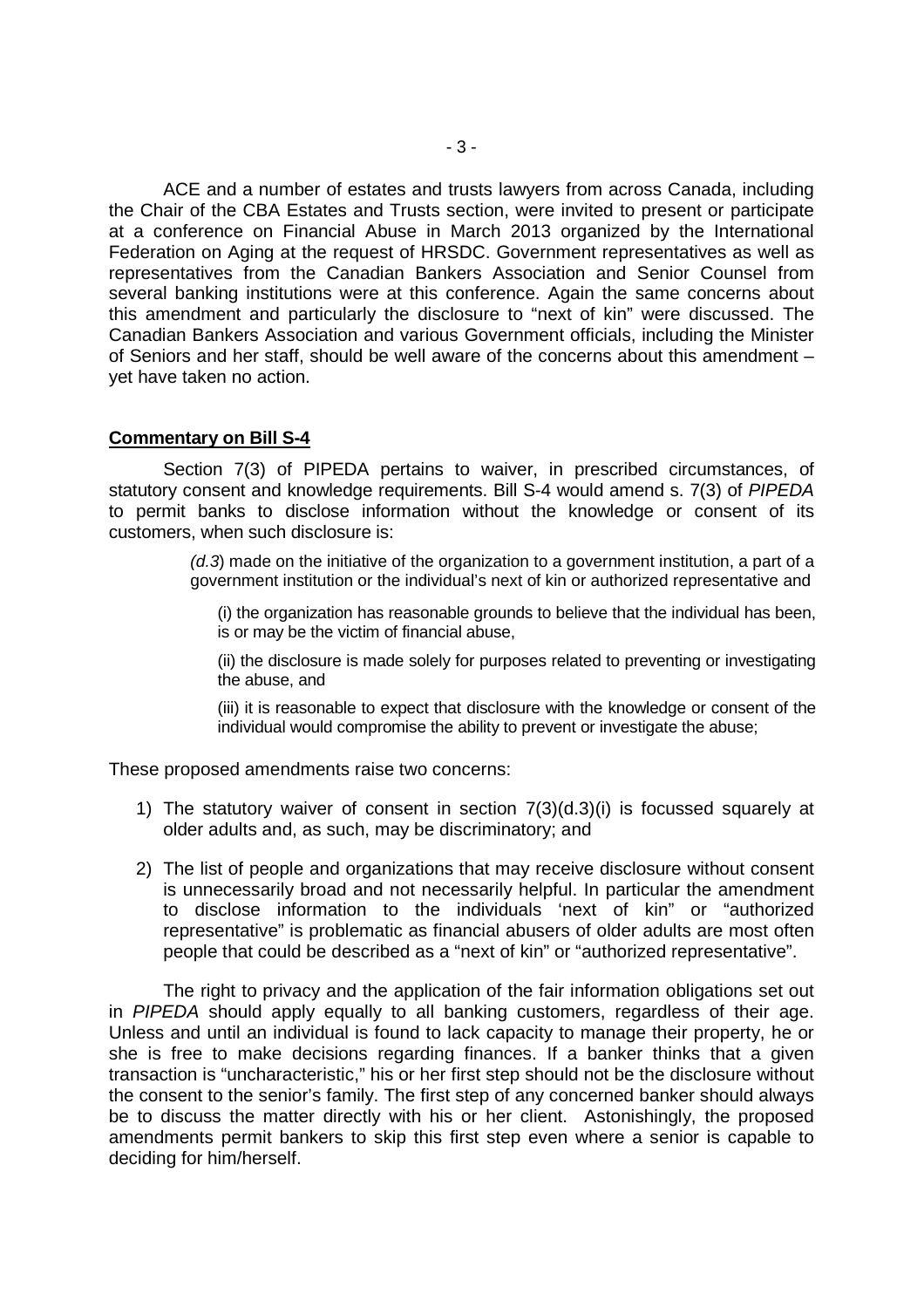ACE and a number of estates and trusts lawyers from across Canada, including the Chair of the CBA Estates and Trusts section, were invited to present or participate at a conference on Financial Abuse in March 2013 organized by the International Federation on Aging at the request of HRSDC. Government representatives as well as representatives from the Canadian Bankers Association and Senior Counsel from several banking institutions were at this conference. Again the same concerns about this amendment and particularly the disclosure to "next of kin" were discussed. The Canadian Bankers Association and various Government officials, including the Minister of Seniors and her staff, should be well aware of the concerns about this amendment – yet have taken no action.

**Commentary on Bill S-4**

Section 7(3) of PIPEDA pertains to waiver, in prescribed circumstances, of statutory consent and knowledge requirements. Bill S-4 would amend s. 7(3) of *PIPEDA* to permit banks to disclose information without the knowledge or consent of its customers, when such disclosure is:

> *(d.3*) made on the initiative of the organization to a government institution, a part of a government institution or the individual's next of kin or authorized representative and
>
> (i) the organization has reasonable grounds to believe that the individual has been, is or may be the victim of financial abuse,
>
> (ii) the disclosure is made solely for purposes related to preventing or investigating the abuse, and
>
> (iii) it is reasonable to expect that disclosure with the knowledge or consent of the individual would compromise the ability to prevent or investigate the abuse;

These proposed amendments raise two concerns:

1) The statutory waiver of consent in section 7(3)(d.3)(i) is focussed squarely at older adults and, as such, may be discriminatory; and
2) The list of people and organizations that may receive disclosure without consent is unnecessarily broad and not necessarily helpful. In particular the amendment to disclose information to the individuals 'next of kin" or "authorized representative" is problematic as financial abusers of older adults are most often people that could be described as a "next of kin" or "authorized representative".

The right to privacy and the application of the fair information obligations set out in *PIPEDA* should apply equally to all banking customers, regardless of their age. Unless and until an individual is found to lack capacity to manage their property, he or she is free to make decisions regarding finances. If a banker thinks that a given transaction is "uncharacteristic," his or her first step should not be the disclosure without the consent to the senior's family. The first step of any concerned banker should always be to discuss the matter directly with his or her client. Astonishingly, the proposed amendments permit bankers to skip this first step even where a senior is capable to deciding for him/herself.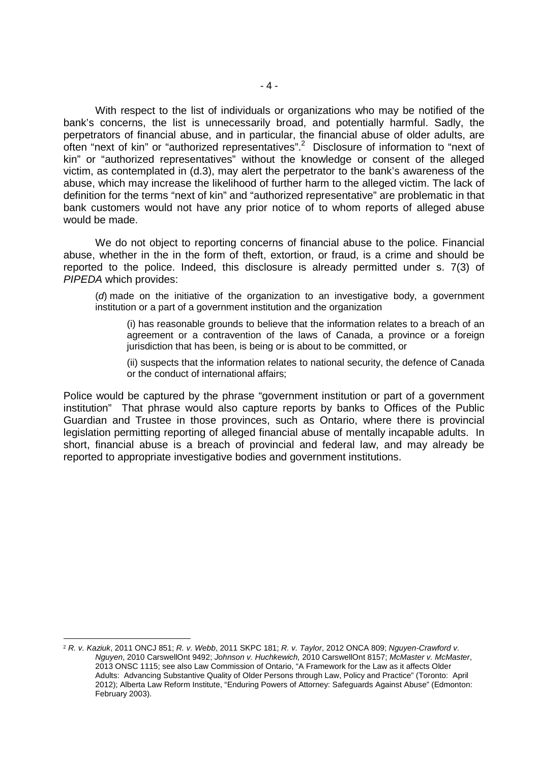With respect to the list of individuals or organizations who may be notified of the bank's concerns, the list is unnecessarily broad, and potentially harmful. Sadly, the perpetrators of financial abuse, and in particular, the financial abuse of older adults, are often "next of kin" or "authorized representatives".[2] Disclosure of information to "next of kin" or "authorized representatives" without the knowledge or consent of the alleged victim, as contemplated in (d.3), may alert the perpetrator to the bank's awareness of the abuse, which may increase the likelihood of further harm to the alleged victim. The lack of definition for the terms "next of kin" and "authorized representative" are problematic in that bank customers would not have any prior notice of to whom reports of alleged abuse would be made.

We do not object to reporting concerns of financial abuse to the police. Financial abuse, whether in the in the form of theft, extortion, or fraud, is a crime and should be reported to the police. Indeed, this disclosure is already permitted under s. 7(3) of *PIPEDA* which provides:

> (*d*) made on the initiative of the organization to an investigative body, a government institution or a part of a government institution and the organization
>
> > (i) has reasonable grounds to believe that the information relates to a breach of an agreement or a contravention of the laws of Canada, a province or a foreign jurisdiction that has been, is being or is about to be committed, or
> >
> > (ii) suspects that the information relates to national security, the defence of Canada or the conduct of international affairs;

Police would be captured by the phrase "government institution or part of a government institution" That phrase would also capture reports by banks to Offices of the Public Guardian and Trustee in those provinces, such as Ontario, where there is provincial legislation permitting reporting of alleged financial abuse of mentally incapable adults. In short, financial abuse is a breach of provincial and federal law, and may already be reported to appropriate investigative bodies and government institutions.

---

[2] *R. v. Kaziuk*, 2011 ONCJ 851; *R. v. Webb*, 2011 SKPC 181; *R. v. Taylor*, 2012 ONCA 809; *Nguyen-Crawford v. Nguyen*, 2010 CarswellOnt 9492; *Johnson v. Huchkewich,* 2010 CarswellOnt 8157; *McMaster v. McMaster*, 2013 ONSC 1115; see also Law Commission of Ontario, "A Framework for the Law as it affects Older Adults: Advancing Substantive Quality of Older Persons through Law, Policy and Practice" (Toronto: April 2012); Alberta Law Reform Institute, "Enduring Powers of Attorney: Safeguards Against Abuse" (Edmonton: February 2003).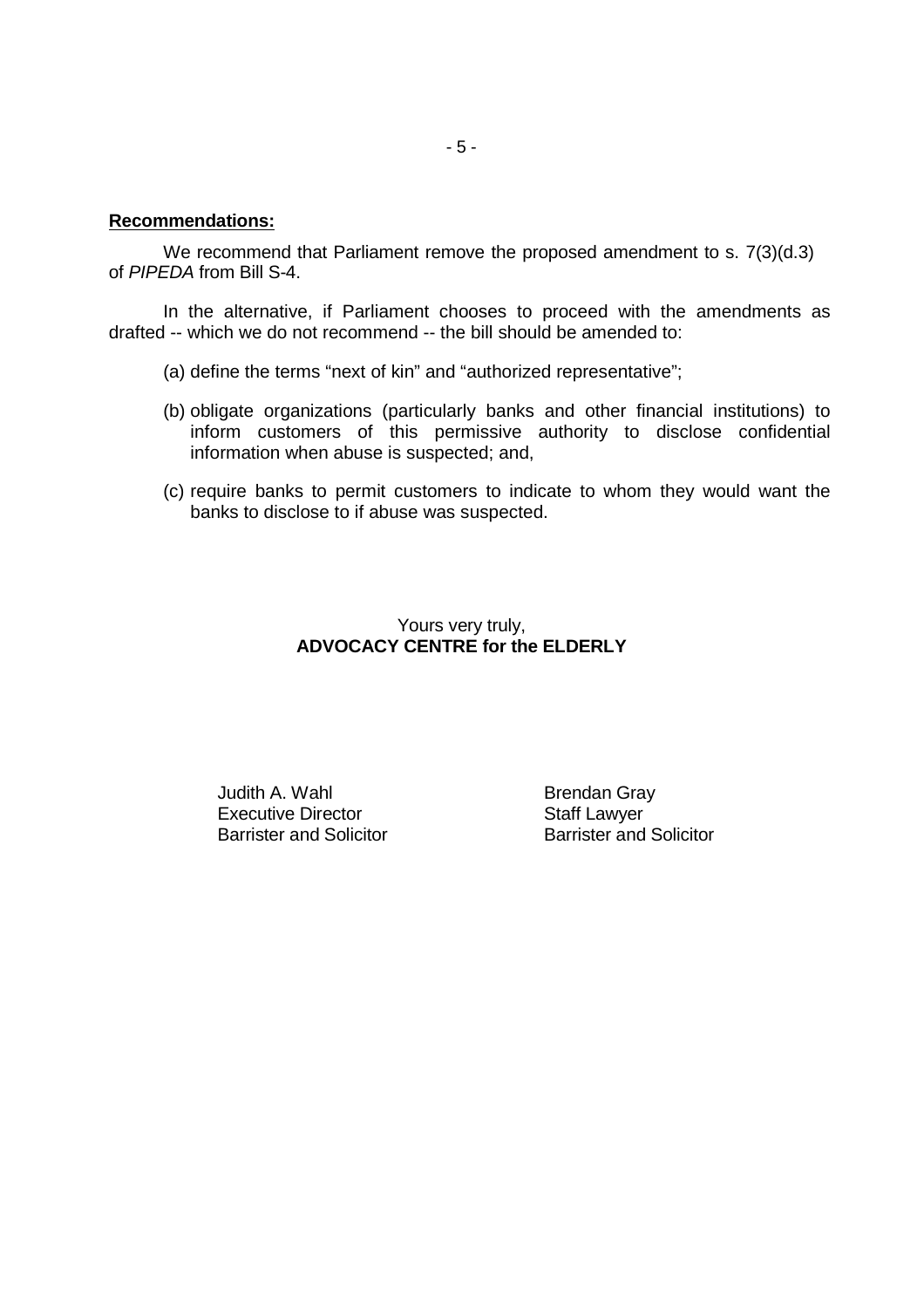**Recommendations:**

We recommend that Parliament remove the proposed amendment to s. 7(3)(d.3) of *PIPEDA* from Bill S-4.

In the alternative, if Parliament chooses to proceed with the amendments as drafted -- which we do not recommend -- the bill should be amended to:

(a) define the terms “next of kin” and “authorized representative”;

(b) obligate organizations (particularly banks and other financial institutions) to inform customers of this permissive authority to disclose confidential information when abuse is suspected; and,

(c) require banks to permit customers to indicate to whom they would want the banks to disclose to if abuse was suspected.

Yours very truly,
**ADVOCACY CENTRE for the ELDERLY**

Judith A. Wahl
Executive Director
Barrister and Solicitor

Brendan Gray
Staff Lawyer
Barrister and Solicitor